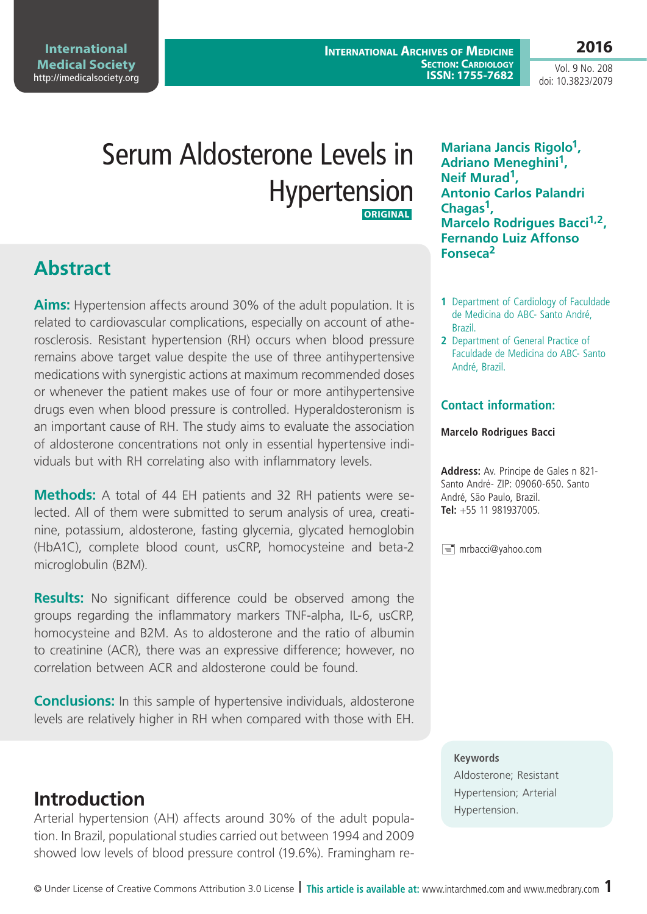# Serum Aldosterone Levels in Hypertension

**ORIGINAL**

**Mariana Jancis Rigolo[1], Adriano Meneghini[1], Neif Murad[1], Antonio Carlos Palandri Chagas[1], Marcelo Rodrigues Bacci[1,2], Fernando Luiz Affonso Fonseca[2]**

1 Department of Cardiology of Faculdade de Medicina do ABC- Santo André, Brazil.

2 Department of General Practice of Faculdade de Medicina do ABC- Santo André, Brazil.

### Contact information:

**Marcelo Rodrigues Bacci**

**Address:** Av. Principe de Gales n 821- Santo André- ZIP: 09060-650. Santo André, São Paulo, Brazil.
**Tel:** +55 11 981937005.

mrbacci@yahoo.com

## Abstract

**Aims:** Hypertension affects around 30% of the adult population. It is related to cardiovascular complications, especially on account of atherosclerosis. Resistant hypertension (RH) occurs when blood pressure remains above target value despite the use of three antihypertensive medications with synergistic actions at maximum recommended doses or whenever the patient makes use of four or more antihypertensive drugs even when blood pressure is controlled. Hyperaldosteronism is an important cause of RH. The study aims to evaluate the association of aldosterone concentrations not only in essential hypertensive individuals but with RH correlating also with inflammatory levels.

**Methods:** A total of 44 EH patients and 32 RH patients were selected. All of them were submitted to serum analysis of urea, creatinine, potassium, aldosterone, fasting glycemia, glycated hemoglobin (HbA1C), complete blood count, usCRP, homocysteine and beta-2 microglobulin (B2M).

**Results:** No significant difference could be observed among the groups regarding the inflammatory markers TNF-alpha, IL-6, usCRP, homocysteine and B2M. As to aldosterone and the ratio of albumin to creatinine (ACR), there was an expressive difference; however, no correlation between ACR and aldosterone could be found.

**Conclusions:** In this sample of hypertensive individuals, aldosterone levels are relatively higher in RH when compared with those with EH.

**Keywords**

Aldosterone; Resistant Hypertension; Arterial Hypertension.

## Introduction

Arterial hypertension (AH) affects around 30% of the adult population. In Brazil, populational studies carried out between 1994 and 2009 showed low levels of blood pressure control (19.6%). Framingham re-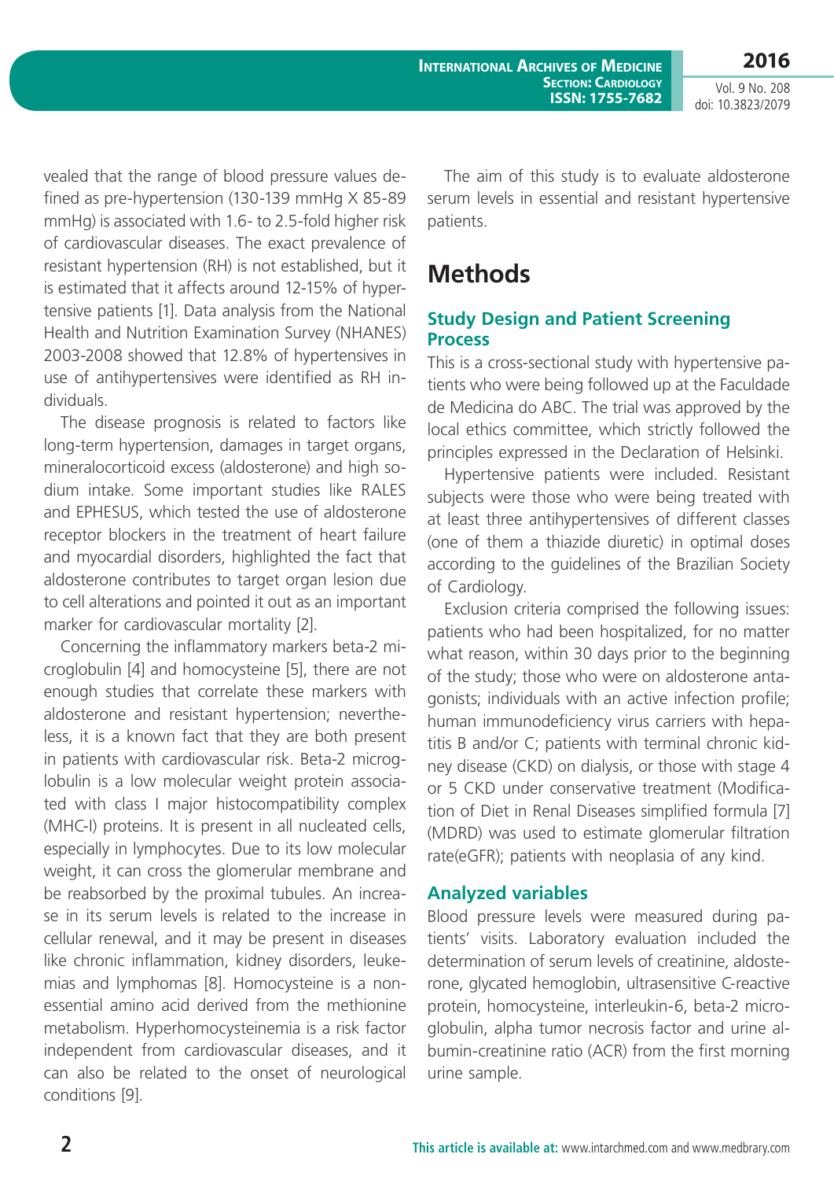vealed that the range of blood pressure values defined as pre-hypertension (130-139 mmHg X 85-89 mmHg) is associated with 1.6- to 2.5-fold higher risk of cardiovascular diseases. The exact prevalence of resistant hypertension (RH) is not established, but it is estimated that it affects around 12-15% of hypertensive patients [1]. Data analysis from the National Health and Nutrition Examination Survey (NHANES) 2003-2008 showed that 12.8% of hypertensives in use of antihypertensives were identified as RH individuals.

The disease prognosis is related to factors like long-term hypertension, damages in target organs, mineralocorticoid excess (aldosterone) and high sodium intake. Some important studies like RALES and EPHESUS, which tested the use of aldosterone receptor blockers in the treatment of heart failure and myocardial disorders, highlighted the fact that aldosterone contributes to target organ lesion due to cell alterations and pointed it out as an important marker for cardiovascular mortality [2].

Concerning the inflammatory markers beta-2 microglobulin [4] and homocysteine [5], there are not enough studies that correlate these markers with aldosterone and resistant hypertension; nevertheless, it is a known fact that they are both present in patients with cardiovascular risk. Beta-2 microglobulin is a low molecular weight protein associated with class I major histocompatibility complex (MHC-I) proteins. It is present in all nucleated cells, especially in lymphocytes. Due to its low molecular weight, it can cross the glomerular membrane and be reabsorbed by the proximal tubules. An increase in its serum levels is related to the increase in cellular renewal, and it may be present in diseases like chronic inflammation, kidney disorders, leukemias and lymphomas [8]. Homocysteine is a non-essential amino acid derived from the methionine metabolism. Hyperhomocysteinemia is a risk factor independent from cardiovascular diseases, and it can also be related to the onset of neurological conditions [9].

The aim of this study is to evaluate aldosterone serum levels in essential and resistant hypertensive patients.

# Methods

## Study Design and Patient Screening Process

This is a cross-sectional study with hypertensive patients who were being followed up at the Faculdade de Medicina do ABC. The trial was approved by the local ethics committee, which strictly followed the principles expressed in the Declaration of Helsinki.

Hypertensive patients were included. Resistant subjects were those who were being treated with at least three antihypertensives of different classes (one of them a thiazide diuretic) in optimal doses according to the guidelines of the Brazilian Society of Cardiology.

Exclusion criteria comprised the following issues: patients who had been hospitalized, for no matter what reason, within 30 days prior to the beginning of the study; those who were on aldosterone antagonists; individuals with an active infection profile; human immunodeficiency virus carriers with hepatitis B and/or C; patients with terminal chronic kidney disease (CKD) on dialysis, or those with stage 4 or 5 CKD under conservative treatment (Modification of Diet in Renal Diseases simplified formula [7] (MDRD) was used to estimate glomerular filtration rate(eGFR); patients with neoplasia of any kind.

## Analyzed variables

Blood pressure levels were measured during patients' visits. Laboratory evaluation included the determination of serum levels of creatinine, aldosterone, glycated hemoglobin, ultrasensitive C-reactive protein, homocysteine, interleukin-6, beta-2 microglobulin, alpha tumor necrosis factor and urine albumin-creatinine ratio (ACR) from the first morning urine sample.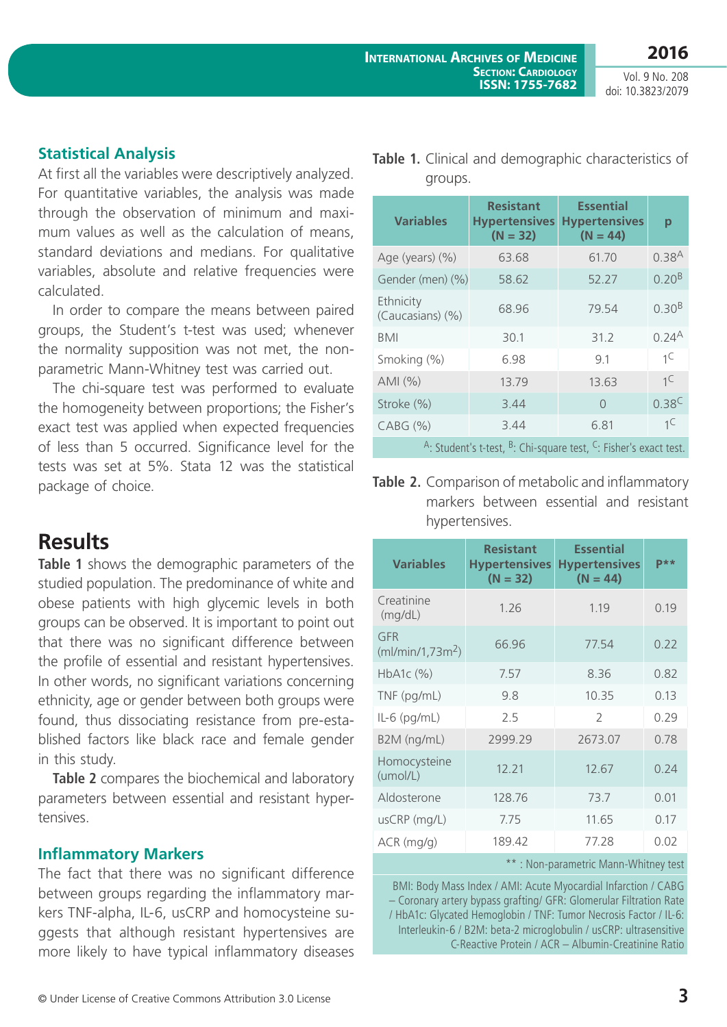## Statistical Analysis

At first all the variables were descriptively analyzed. For quantitative variables, the analysis was made through the observation of minimum and maximum values as well as the calculation of means, standard deviations and medians. For qualitative variables, absolute and relative frequencies were calculated.

In order to compare the means between paired groups, the Student's t-test was used; whenever the normality supposition was not met, the non-parametric Mann-Whitney test was carried out.

The chi-square test was performed to evaluate the homogeneity between proportions; the Fisher's exact test was applied when expected frequencies of less than 5 occurred. Significance level for the tests was set at 5%. Stata 12 was the statistical package of choice.

# Results

**Table 1** shows the demographic parameters of the studied population. The predominance of white and obese patients with high glycemic levels in both groups can be observed. It is important to point out that there was no significant difference between the profile of essential and resistant hypertensives. In other words, no significant variations concerning ethnicity, age or gender between both groups were found, thus dissociating resistance from pre-established factors like black race and female gender in this study.

**Table 2** compares the biochemical and laboratory parameters between essential and resistant hypertensives.

## Inflammatory Markers

The fact that there was no significant difference between groups regarding the inflammatory markers TNF-alpha, IL-6, usCRP and homocysteine suggests that although resistant hypertensives are more likely to have typical inflammatory diseases

**Table 1.** Clinical and demographic characteristics of groups.

| Variables | Resistant Hypertensives (N = 32) | Essential Hypertensives (N = 44) | p |
|---|---|---|---|
| Age (years) (%) | 63.68 | 61.70 | 0.38[A] |
| Gender (men) (%) | 58.62 | 52.27 | 0.20[B] |
| Ethnicity (Caucasians) (%) | 68.96 | 79.54 | 0.30[B] |
| BMI | 30.1 | 31.2 | 0.24[A] |
| Smoking (%) | 6.98 | 9.1 | 1[C] |
| AMI (%) | 13.79 | 13.63 | 1[C] |
| Stroke (%) | 3.44 | 0 | 0.38[C] |
| CABG (%) | 3.44 | 6.81 | 1[C] |

[A]: Student's t-test, [B]: Chi-square test, [C]: Fisher's exact test.

**Table 2.** Comparison of metabolic and inflammatory markers between essential and resistant hypertensives.

| Variables | Resistant Hypertensives (N = 32) | Essential Hypertensives (N = 44) | P** |
|---|---|---|---|
| Creatinine (mg/dL) | 1.26 | 1.19 | 0.19 |
| GFR (ml/min/1,73m$^2$) | 66.96 | 77.54 | 0.22 |
| HbA1c (%) | 7.57 | 8.36 | 0.82 |
| TNF (pg/mL) | 9.8 | 10.35 | 0.13 |
| IL-6 (pg/mL) | 2.5 | 2 | 0.29 |
| B2M (ng/mL) | 2999.29 | 2673.07 | 0.78 |
| Homocysteine (umol/L) | 12.21 | 12.67 | 0.24 |
| Aldosterone | 128.76 | 73.7 | 0.01 |
| usCRP (mg/L) | 7.75 | 11.65 | 0.17 |
| ACR (mg/g) | 189.42 | 77.28 | 0.02 |

** : Non-parametric Mann-Whitney test

BMI: Body Mass Index / AMI: Acute Myocardial Infarction / CABG – Coronary artery bypass grafting/ GFR: Glomerular Filtration Rate / HbA1c: Glycated Hemoglobin / TNF: Tumor Necrosis Factor / IL-6: Interleukin-6 / B2M: beta-2 microglobulin / usCRP: ultrasensitive C-Reactive Protein / ACR – Albumin-Creatinine Ratio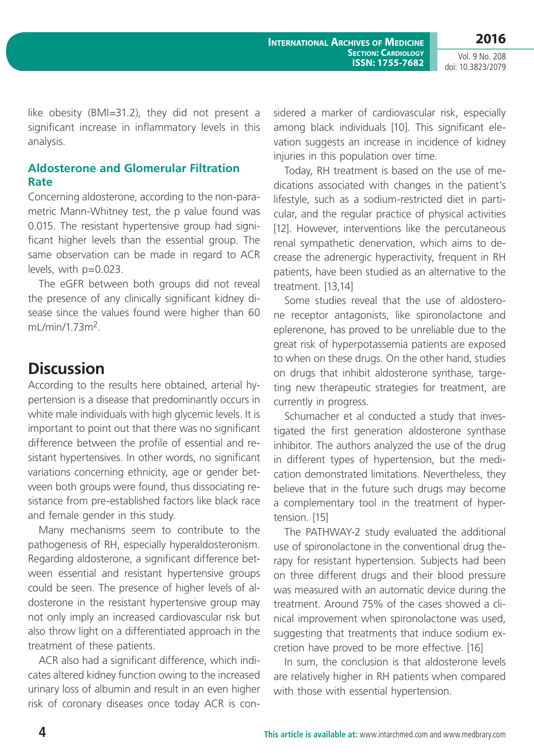like obesity (BMI=31.2), they did not present a significant increase in inflammatory levels in this analysis.

### Aldosterone and Glomerular Filtration Rate

Concerning aldosterone, according to the non-parametric Mann-Whitney test, the p value found was 0.015. The resistant hypertensive group had significant higher levels than the essential group. The same observation can be made in regard to ACR levels, with p=0.023.

The eGFR between both groups did not reveal the presence of any clinically significant kidney disease since the values found were higher than 60 mL/min/1.73m$^2$.

## Discussion

According to the results here obtained, arterial hypertension is a disease that predominantly occurs in white male individuals with high glycemic levels. It is important to point out that there was no significant difference between the profile of essential and resistant hypertensives. In other words, no significant variations concerning ethnicity, age or gender between both groups were found, thus dissociating resistance from pre-established factors like black race and female gender in this study.

Many mechanisms seem to contribute to the pathogenesis of RH, especially hyperaldosteronism. Regarding aldosterone, a significant difference between essential and resistant hypertensive groups could be seen. The presence of higher levels of aldosterone in the resistant hypertensive group may not only imply an increased cardiovascular risk but also throw light on a differentiated approach in the treatment of these patients.

ACR also had a significant difference, which indicates altered kidney function owing to the increased urinary loss of albumin and result in an even higher risk of coronary diseases once today ACR is considered a marker of cardiovascular risk, especially among black individuals [10]. This significant elevation suggests an increase in incidence of kidney injuries in this population over time.

Today, RH treatment is based on the use of medications associated with changes in the patient's lifestyle, such as a sodium-restricted diet in particular, and the regular practice of physical activities [12]. However, interventions like the percutaneous renal sympathetic denervation, which aims to decrease the adrenergic hyperactivity, frequent in RH patients, have been studied as an alternative to the treatment. [13,14]

Some studies reveal that the use of aldosterone receptor antagonists, like spironolactone and eplerenone, has proved to be unreliable due to the great risk of hyperpotassemia patients are exposed to when on these drugs. On the other hand, studies on drugs that inhibit aldosterone synthase, targeting new therapeutic strategies for treatment, are currently in progress.

Schumacher et al conducted a study that investigated the first generation aldosterone synthase inhibitor. The authors analyzed the use of the drug in different types of hypertension, but the medication demonstrated limitations. Nevertheless, they believe that in the future such drugs may become a complementary tool in the treatment of hypertension. [15]

The PATHWAY-2 study evaluated the additional use of spironolactone in the conventional drug therapy for resistant hypertension. Subjects had been on three different drugs and their blood pressure was measured with an automatic device during the treatment. Around 75% of the cases showed a clinical improvement when spironolactone was used, suggesting that treatments that induce sodium excretion have proved to be more effective. [16]

In sum, the conclusion is that aldosterone levels are relatively higher in RH patients when compared with those with essential hypertension.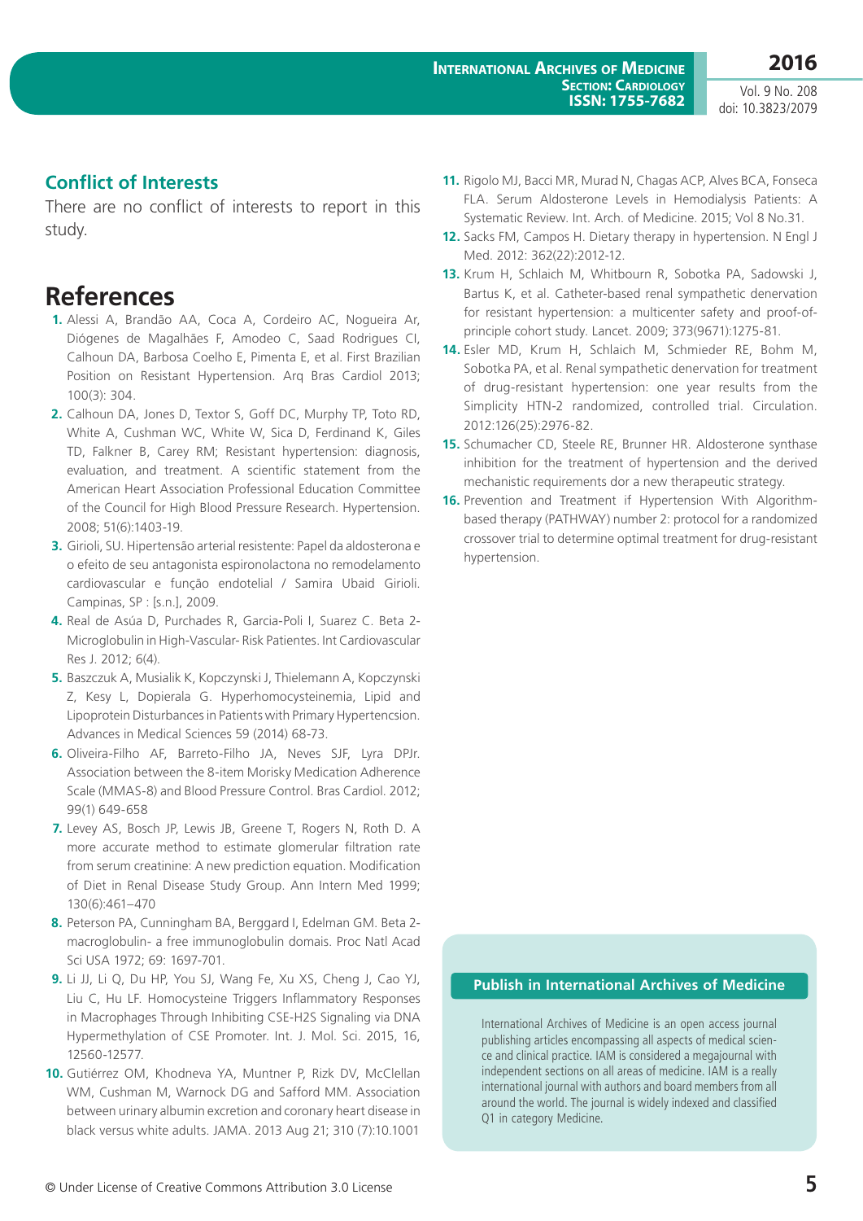## Conflict of Interests

There are no conflict of interests to report in this study.

# References

1. Alessi A, Brandão AA, Coca A, Cordeiro AC, Nogueira Ar, Diógenes de Magalhães F, Amodeo C, Saad Rodrigues CI, Calhoun DA, Barbosa Coelho E, Pimenta E, et al. First Brazilian Position on Resistant Hypertension. Arq Bras Cardiol 2013; 100(3): 304.
2. Calhoun DA, Jones D, Textor S, Goff DC, Murphy TP, Toto RD, White A, Cushman WC, White W, Sica D, Ferdinand K, Giles TD, Falkner B, Carey RM; Resistant hypertension: diagnosis, evaluation, and treatment. A scientific statement from the American Heart Association Professional Education Committee of the Council for High Blood Pressure Research. Hypertension. 2008; 51(6):1403-19.
3. Girioli, SU. Hipertensão arterial resistente: Papel da aldosterona e o efeito de seu antagonista espironolactona no remodelamento cardiovascular e função endotelial / Samira Ubaid Girioli. Campinas, SP : [s.n.], 2009.
4. Real de Asúa D, Purchades R, Garcia-Poli I, Suarez C. Beta 2-Microglobulin in High-Vascular- Risk Patientes. Int Cardiovascular Res J. 2012; 6(4).
5. Baszczuk A, Musialik K, Kopczynski J, Thielemann A, Kopczynski Z, Kesy L, Dopierala G. Hyperhomocysteinemia, Lipid and Lipoprotein Disturbances in Patients with Primary Hypertencsion. Advances in Medical Sciences 59 (2014) 68-73.
6. Oliveira-Filho AF, Barreto-Filho JA, Neves SJF, Lyra DPJr. Association between the 8-item Morisky Medication Adherence Scale (MMAS-8) and Blood Pressure Control. Bras Cardiol. 2012; 99(1) 649-658
7. Levey AS, Bosch JP, Lewis JB, Greene T, Rogers N, Roth D. A more accurate method to estimate glomerular filtration rate from serum creatinine: A new prediction equation. Modification of Diet in Renal Disease Study Group. Ann Intern Med 1999; 130(6):461–470
8. Peterson PA, Cunningham BA, Berggard I, Edelman GM. Beta 2-macroglobulin- a free immunoglobulin domais. Proc Natl Acad Sci USA 1972; 69: 1697-701.
9. Li JJ, Li Q, Du HP, You SJ, Wang Fe, Xu XS, Cheng J, Cao YJ, Liu C, Hu LF. Homocysteine Triggers Inflammatory Responses in Macrophages Through Inhibiting CSE-H2S Signaling via DNA Hypermethylation of CSE Promoter. Int. J. Mol. Sci. 2015, 16, 12560-12577.
10. Gutiérrez OM, Khodneva YA, Muntner P, Rizk DV, McClellan WM, Cushman M, Warnock DG and Safford MM. Association between urinary albumin excretion and coronary heart disease in black versus white adults. JAMA. 2013 Aug 21; 310 (7):10.1001
11. Rigolo MJ, Bacci MR, Murad N, Chagas ACP, Alves BCA, Fonseca FLA. Serum Aldosterone Levels in Hemodialysis Patients: A Systematic Review. Int. Arch. of Medicine. 2015; Vol 8 No.31.
12. Sacks FM, Campos H. Dietary therapy in hypertension. N Engl J Med. 2012: 362(22):2012-12.
13. Krum H, Schlaich M, Whitbourn R, Sobotka PA, Sadowski J, Bartus K, et al. Catheter-based renal sympathetic denervation for resistant hypertension: a multicenter safety and proof-of-principle cohort study. Lancet. 2009; 373(9671):1275-81.
14. Esler MD, Krum H, Schlaich M, Schmieder RE, Bohm M, Sobotka PA, et al. Renal sympathetic denervation for treatment of drug-resistant hypertension: one year results from the Simplicity HTN-2 randomized, controlled trial. Circulation. 2012:126(25):2976-82.
15. Schumacher CD, Steele RE, Brunner HR. Aldosterone synthase inhibition for the treatment of hypertension and the derived mechanistic requirements dor a new therapeutic strategy.
16. Prevention and Treatment if Hypertension With Algorithm-based therapy (PATHWAY) number 2: protocol for a randomized crossover trial to determine optimal treatment for drug-resistant hypertension.

**Publish in International Archives of Medicine**

International Archives of Medicine is an open access journal publishing articles encompassing all aspects of medical science and clinical practice. IAM is considered a megajournal with independent sections on all areas of medicine. IAM is a really international journal with authors and board members from all around the world. The journal is widely indexed and classified Q1 in category Medicine.